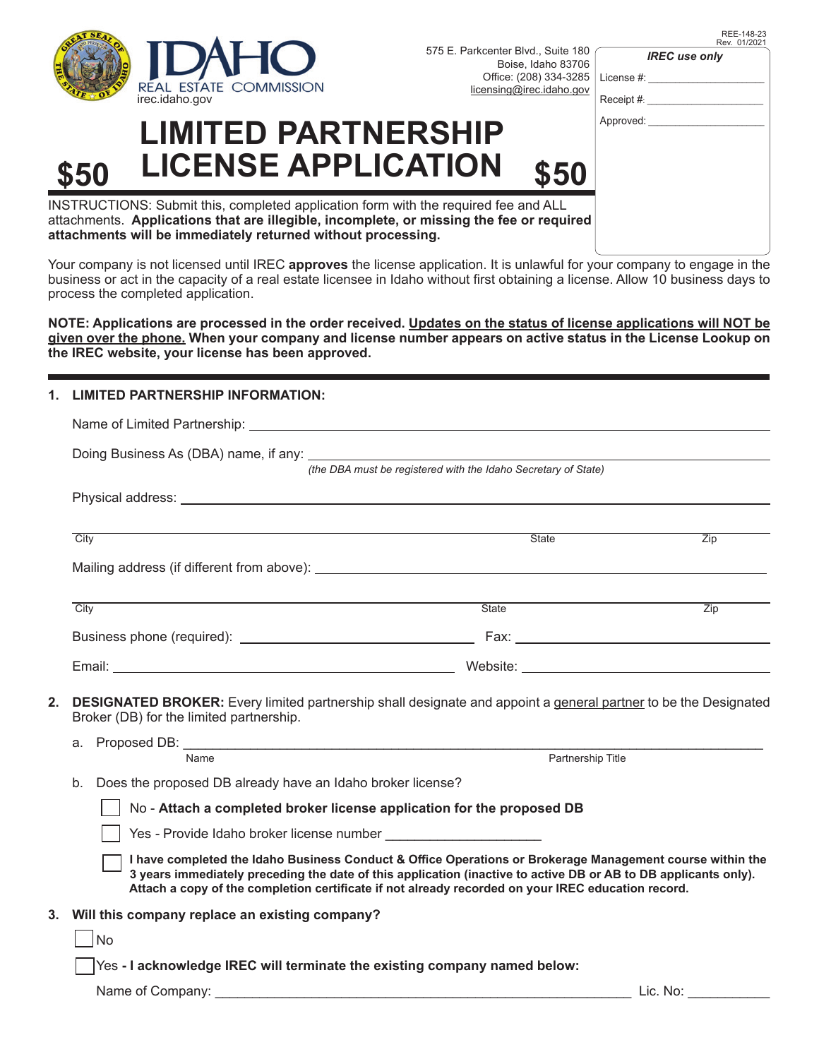REE-148-23
Rev. 01/2021

IDAHO REAL ESTATE COMMISSION
irec.idaho.gov

575 E. Parkcenter Blvd., Suite 180
Boise, Idaho 83706
Office: (208) 334-3285
licensing@irec.idaho.gov

| *IREC use only* |
|---|
| License #: ____________________ |
| Receipt #: ____________________ |
| Approved: ____________________ |

# $50 LIMITED PARTNERSHIP LICENSE APPLICATION $50

INSTRUCTIONS: Submit this, completed application form with the required fee and ALL attachments. **Applications that are illegible, incomplete, or missing the fee or required attachments will be immediately returned without processing.**

Your company is not licensed until IREC **approves** the license application. It is unlawful for your company to engage in the business or act in the capacity of a real estate licensee in Idaho without first obtaining a license. Allow 10 business days to process the completed application.

**NOTE: Applications are processed in the order received. Updates on the status of license applications will NOT be given over the phone. When your company and license number appears on active status in the License Lookup on the IREC website, your license has been approved.**

---

**1. LIMITED PARTNERSHIP INFORMATION:**

Name of Limited Partnership: ______________________________________________

Doing Business As (DBA) name, if any: ______________________________________________
*(the DBA must be registered with the Idaho Secretary of State)*

Physical address: ______________________________________________

______________________________________________
City State Zip

Mailing address (if different from above): ______________________________________________

______________________________________________
City State Zip

Business phone (required): ______________________ Fax: ______________________

Email: ______________________ Website: ______________________

**2. DESIGNATED BROKER:** Every limited partnership shall designate and appoint a general partner to be the Designated Broker (DB) for the limited partnership.

a. Proposed DB: ______________________________________________
Name Partnership Title

b. Does the proposed DB already have an Idaho broker license?

☐ No - **Attach a completed broker license application for the proposed DB**

☐ Yes - Provide Idaho broker license number ____________________

☐ **I have completed the Idaho Business Conduct & Office Operations or Brokerage Management course within the 3 years immediately preceding the date of this application (inactive to active DB or AB to DB applicants only). Attach a copy of the completion certificate if not already recorded on your IREC education record.**

**3. Will this company replace an existing company?**

☐ No

☐ Yes **- I acknowledge IREC will terminate the existing company named below:**

Name of Company: ______________________________________________ Lic. No: ____________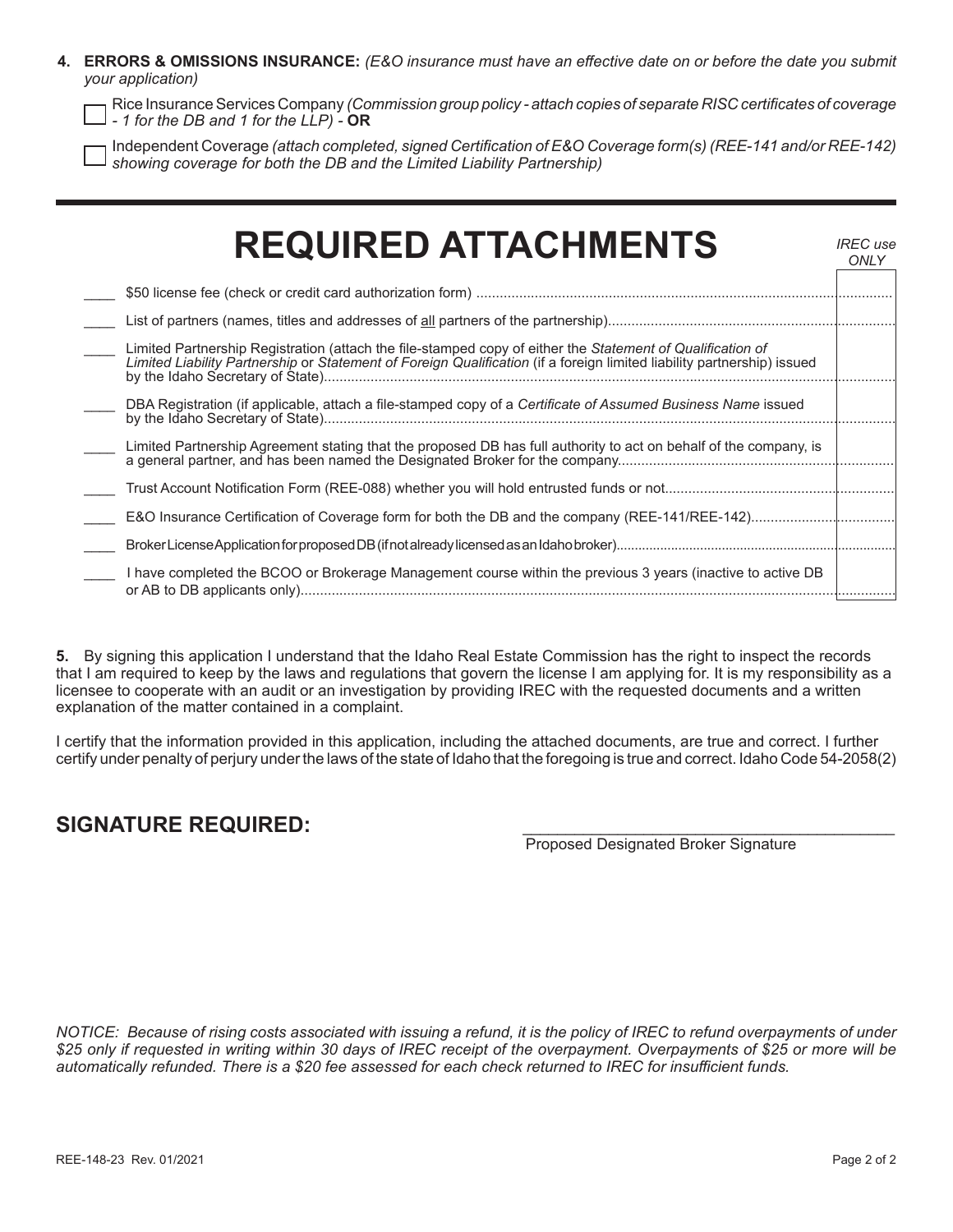**4. ERRORS & OMISSIONS INSURANCE:** *(E&O insurance must have an effective date on or before the date you submit your application)*

☐ Rice Insurance Services Company *(Commission group policy - attach copies of separate RISC certificates of coverage - 1 for the DB and 1 for the LLP)* - **OR**

☐ Independent Coverage *(attach completed, signed Certification of E&O Coverage form(s) (REE-141 and/or REE-142) showing coverage for both the DB and the Limited Liability Partnership)*

# REQUIRED ATTACHMENTS

| | | *IREC use ONLY* |
|---|---|---|
| ____ | $50 license fee (check or credit card authorization form) | |
| ____ | List of partners (names, titles and addresses of all partners of the partnership) | |
| ____ | Limited Partnership Registration (attach the file-stamped copy of either the *Statement of Qualification of Limited Liability Partnership* or *Statement of Foreign Qualification* (if a foreign limited liability partnership) issued by the Idaho Secretary of State) | |
| ____ | DBA Registration (if applicable, attach a file-stamped copy of a *Certificate of Assumed Business Name* issued by the Idaho Secretary of State) | |
| ____ | Limited Partnership Agreement stating that the proposed DB has full authority to act on behalf of the company, is a general partner, and has been named the Designated Broker for the company | |
| ____ | Trust Account Notification Form (REE-088) whether you will hold entrusted funds or not | |
| ____ | E&O Insurance Certification of Coverage form for both the DB and the company (REE-141/REE-142) | |
| ____ | Broker License Application for proposed DB (if not already licensed as an Idaho broker) | |
| ____ | I have completed the BCOO or Brokerage Management course within the previous 3 years (inactive to active DB or AB to DB applicants only) | |

**5.** By signing this application I understand that the Idaho Real Estate Commission has the right to inspect the records that I am required to keep by the laws and regulations that govern the license I am applying for. It is my responsibility as a licensee to cooperate with an audit or an investigation by providing IREC with the requested documents and a written explanation of the matter contained in a complaint.

I certify that the information provided in this application, including the attached documents, are true and correct. I further certify under penalty of perjury under the laws of the state of Idaho that the foregoing is true and correct. Idaho Code 54-2058(2)

## SIGNATURE REQUIRED:

\_\_\_\_\_\_\_\_\_\_\_\_\_\_\_\_\_\_\_\_\_\_\_\_\_\_\_\_\_\_\_\_\_\_\_\_\_\_\_\_
Proposed Designated Broker Signature

*NOTICE: Because of rising costs associated with issuing a refund, it is the policy of IREC to refund overpayments of under $25 only if requested in writing within 30 days of IREC receipt of the overpayment. Overpayments of $25 or more will be automatically refunded. There is a $20 fee assessed for each check returned to IREC for insufficient funds.*

REE-148-23 Rev. 01/2021